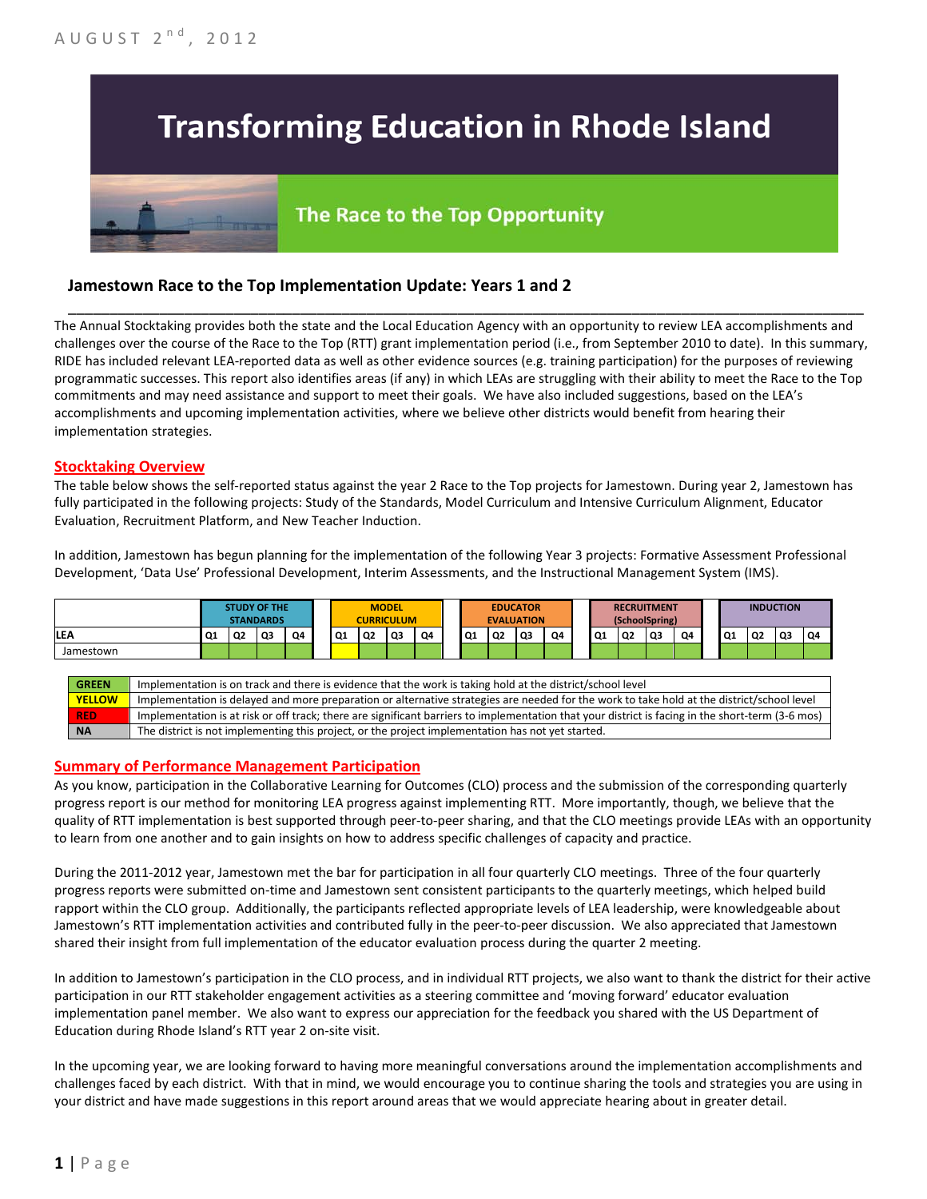AUGUST 2nd, 2012

# Transforming Education in Rhode Island

## The Race to the Top Opportunity

### Jamestown Race to the Top Implementation Update: Years 1 and 2

The Annual Stocktaking provides both the state and the Local Education Agency with an opportunity to review LEA accomplishments and challenges over the course of the Race to the Top (RTT) grant implementation period (i.e., from September 2010 to date). In this summary, RIDE has included relevant LEA-reported data as well as other evidence sources (e.g. training participation) for the purposes of reviewing programmatic successes. This report also identifies areas (if any) in which LEAs are struggling with their ability to meet the Race to the Top commitments and may need assistance and support to meet their goals. We have also included suggestions, based on the LEA's accomplishments and upcoming implementation activities, where we believe other districts would benefit from hearing their implementation strategies.

#### Stocktaking Overview

The table below shows the self-reported status against the year 2 Race to the Top projects for Jamestown. During year 2, Jamestown has fully participated in the following projects: Study of the Standards, Model Curriculum and Intensive Curriculum Alignment, Educator Evaluation, Recruitment Platform, and New Teacher Induction.

In addition, Jamestown has begun planning for the implementation of the following Year 3 projects: Formative Assessment Professional Development, 'Data Use' Professional Development, Interim Assessments, and the Instructional Management System (IMS).

| | STUDY OF THE STANDARDS | | | | MODEL CURRICULUM | | | | EDUCATOR EVALUATION | | | | RECRUITMENT (SchoolSpring) | | | | INDUCTION | | | |
|---|---|---|---|---|---|---|---|---|---|---|---|---|---|---|---|---|---|---|---|---|
| LEA | Q1 | Q2 | Q3 | Q4 | Q1 | Q2 | Q3 | Q4 | Q1 | Q2 | Q3 | Q4 | Q1 | Q2 | Q3 | Q4 | Q1 | Q2 | Q3 | Q4 |
| Jamestown | Green | Green | Green | Green | Yellow | Green | Green | Green | Green | Green | Green | Green | Green | Green | Green | Green | Green | Green | Green | Green |

| | |
|---|---|
| GREEN | Implementation is on track and there is evidence that the work is taking hold at the district/school level |
| YELLOW | Implementation is delayed and more preparation or alternative strategies are needed for the work to take hold at the district/school level |
| RED | Implementation is at risk or off track; there are significant barriers to implementation that your district is facing in the short-term (3-6 mos) |
| NA | The district is not implementing this project, or the project implementation has not yet started. |

#### Summary of Performance Management Participation

As you know, participation in the Collaborative Learning for Outcomes (CLO) process and the submission of the corresponding quarterly progress report is our method for monitoring LEA progress against implementing RTT. More importantly, though, we believe that the quality of RTT implementation is best supported through peer-to-peer sharing, and that the CLO meetings provide LEAs with an opportunity to learn from one another and to gain insights on how to address specific challenges of capacity and practice.

During the 2011-2012 year, Jamestown met the bar for participation in all four quarterly CLO meetings. Three of the four quarterly progress reports were submitted on-time and Jamestown sent consistent participants to the quarterly meetings, which helped build rapport within the CLO group. Additionally, the participants reflected appropriate levels of LEA leadership, were knowledgeable about Jamestown's RTT implementation activities and contributed fully in the peer-to-peer discussion. We also appreciated that Jamestown shared their insight from full implementation of the educator evaluation process during the quarter 2 meeting.

In addition to Jamestown's participation in the CLO process, and in individual RTT projects, we also want to thank the district for their active participation in our RTT stakeholder engagement activities as a steering committee and 'moving forward' educator evaluation implementation panel member. We also want to express our appreciation for the feedback you shared with the US Department of Education during Rhode Island's RTT year 2 on-site visit.

In the upcoming year, we are looking forward to having more meaningful conversations around the implementation accomplishments and challenges faced by each district. With that in mind, we would encourage you to continue sharing the tools and strategies you are using in your district and have made suggestions in this report around areas that we would appreciate hearing about in greater detail.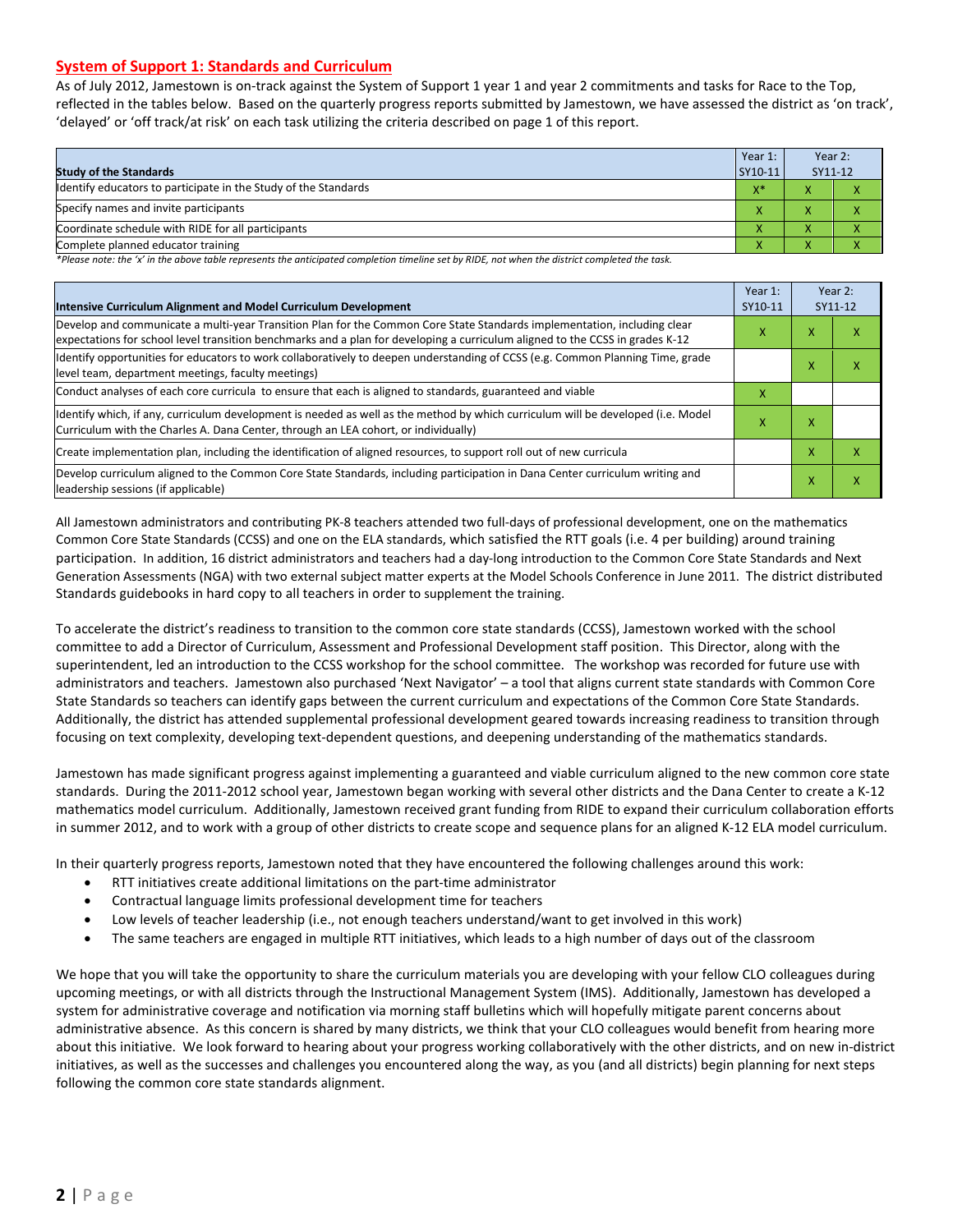## System of Support 1: Standards and Curriculum

As of July 2012, Jamestown is on-track against the System of Support 1 year 1 and year 2 commitments and tasks for Race to the Top, reflected in the tables below. Based on the quarterly progress reports submitted by Jamestown, we have assessed the district as 'on track', 'delayed' or 'off track/at risk' on each task utilizing the criteria described on page 1 of this report.

| Study of the Standards | Year 1: SY10-11 | Year 2: SY11-12 | |
|---|---|---|---|
| Identify educators to participate in the Study of the Standards | X* | X | X |
| Specify names and invite participants | X | X | X |
| Coordinate schedule with RIDE for all participants | X | X | X |
| Complete planned educator training | X | X | X |

*Please note: the 'x' in the above table represents the anticipated completion timeline set by RIDE, not when the district completed the task.*

| Intensive Curriculum Alignment and Model Curriculum Development | Year 1: SY10-11 | Year 2: SY11-12 | |
|---|---|---|---|
| Develop and communicate a multi-year Transition Plan for the Common Core State Standards implementation, including clear expectations for school level transition benchmarks and a plan for developing a curriculum aligned to the CCSS in grades K-12 | X | X | X |
| Identify opportunities for educators to work collaboratively to deepen understanding of CCSS (e.g. Common Planning Time, grade level team, department meetings, faculty meetings) | | X | X |
| Conduct analyses of each core curricula to ensure that each is aligned to standards, guaranteed and viable | X | | |
| Identify which, if any, curriculum development is needed as well as the method by which curriculum will be developed (i.e. Model Curriculum with the Charles A. Dana Center, through an LEA cohort, or individually) | X | X | |
| Create implementation plan, including the identification of aligned resources, to support roll out of new curricula | | X | X |
| Develop curriculum aligned to the Common Core State Standards, including participation in Dana Center curriculum writing and leadership sessions (if applicable) | | X | X |

All Jamestown administrators and contributing PK-8 teachers attended two full-days of professional development, one on the mathematics Common Core State Standards (CCSS) and one on the ELA standards, which satisfied the RTT goals (i.e. 4 per building) around training participation. In addition, 16 district administrators and teachers had a day-long introduction to the Common Core State Standards and Next Generation Assessments (NGA) with two external subject matter experts at the Model Schools Conference in June 2011. The district distributed Standards guidebooks in hard copy to all teachers in order to supplement the training.

To accelerate the district's readiness to transition to the common core state standards (CCSS), Jamestown worked with the school committee to add a Director of Curriculum, Assessment and Professional Development staff position. This Director, along with the superintendent, led an introduction to the CCSS workshop for the school committee. The workshop was recorded for future use with administrators and teachers. Jamestown also purchased 'Next Navigator' – a tool that aligns current state standards with Common Core State Standards so teachers can identify gaps between the current curriculum and expectations of the Common Core State Standards. Additionally, the district has attended supplemental professional development geared towards increasing readiness to transition through focusing on text complexity, developing text-dependent questions, and deepening understanding of the mathematics standards.

Jamestown has made significant progress against implementing a guaranteed and viable curriculum aligned to the new common core state standards. During the 2011-2012 school year, Jamestown began working with several other districts and the Dana Center to create a K-12 mathematics model curriculum. Additionally, Jamestown received grant funding from RIDE to expand their curriculum collaboration efforts in summer 2012, and to work with a group of other districts to create scope and sequence plans for an aligned K-12 ELA model curriculum.

In their quarterly progress reports, Jamestown noted that they have encountered the following challenges around this work:

- RTT initiatives create additional limitations on the part-time administrator
- Contractual language limits professional development time for teachers
- Low levels of teacher leadership (i.e., not enough teachers understand/want to get involved in this work)
- The same teachers are engaged in multiple RTT initiatives, which leads to a high number of days out of the classroom

We hope that you will take the opportunity to share the curriculum materials you are developing with your fellow CLO colleagues during upcoming meetings, or with all districts through the Instructional Management System (IMS). Additionally, Jamestown has developed a system for administrative coverage and notification via morning staff bulletins which will hopefully mitigate parent concerns about administrative absence. As this concern is shared by many districts, we think that your CLO colleagues would benefit from hearing more about this initiative. We look forward to hearing about your progress working collaboratively with the other districts, and on new in-district initiatives, as well as the successes and challenges you encountered along the way, as you (and all districts) begin planning for next steps following the common core state standards alignment.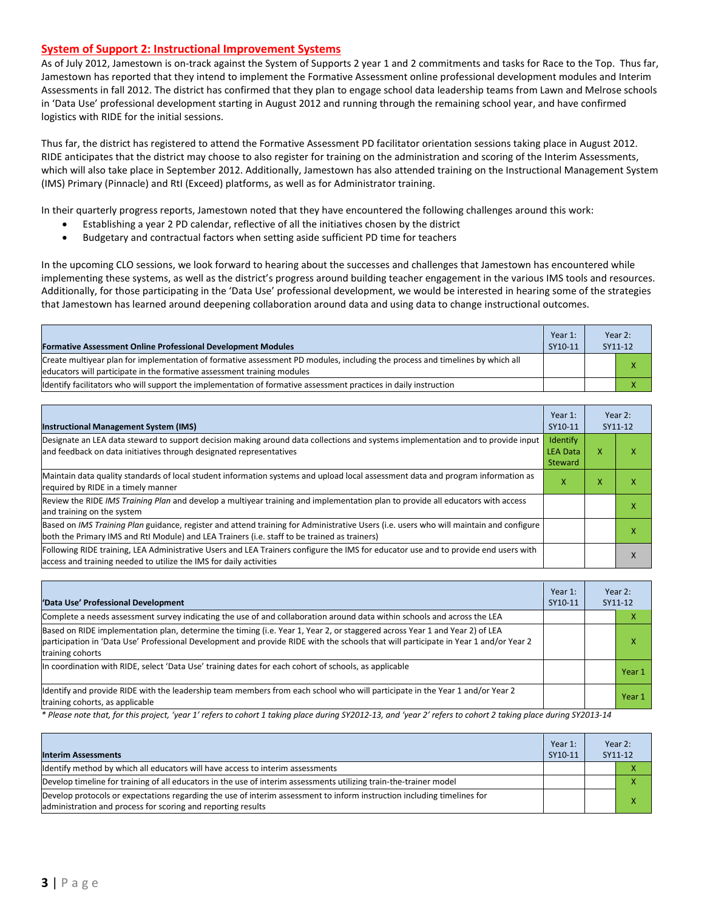## System of Support 2: Instructional Improvement Systems

As of July 2012, Jamestown is on-track against the System of Supports 2 year 1 and 2 commitments and tasks for Race to the Top. Thus far, Jamestown has reported that they intend to implement the Formative Assessment online professional development modules and Interim Assessments in fall 2012. The district has confirmed that they plan to engage school data leadership teams from Lawn and Melrose schools in 'Data Use' professional development starting in August 2012 and running through the remaining school year, and have confirmed logistics with RIDE for the initial sessions.

Thus far, the district has registered to attend the Formative Assessment PD facilitator orientation sessions taking place in August 2012. RIDE anticipates that the district may choose to also register for training on the administration and scoring of the Interim Assessments, which will also take place in September 2012. Additionally, Jamestown has also attended training on the Instructional Management System (IMS) Primary (Pinnacle) and RtI (Exceed) platforms, as well as for Administrator training.

In their quarterly progress reports, Jamestown noted that they have encountered the following challenges around this work:

- Establishing a year 2 PD calendar, reflective of all the initiatives chosen by the district
- Budgetary and contractual factors when setting aside sufficient PD time for teachers

In the upcoming CLO sessions, we look forward to hearing about the successes and challenges that Jamestown has encountered while implementing these systems, as well as the district's progress around building teacher engagement in the various IMS tools and resources. Additionally, for those participating in the 'Data Use' professional development, we would be interested in hearing some of the strategies that Jamestown has learned around deepening collaboration around data and using data to change instructional outcomes.

| Formative Assessment Online Professional Development Modules | Year 1: SY10-11 | Year 2: SY11-12 | |
|---|---|---|---|
| Create multiyear plan for implementation of formative assessment PD modules, including the process and timelines by which all educators will participate in the formative assessment training modules | | | X |
| Identify facilitators who will support the implementation of formative assessment practices in daily instruction | | | X |

| Instructional Management System (IMS) | Year 1: SY10-11 | Year 2: SY11-12 | |
|---|---|---|---|
| Designate an LEA data steward to support decision making around data collections and systems implementation and to provide input and feedback on data initiatives through designated representatives | Identify LEA Data Steward | X | X |
| Maintain data quality standards of local student information systems and upload local assessment data and program information as required by RIDE in a timely manner | X | X | X |
| Review the RIDE *IMS Training Plan* and develop a multiyear training and implementation plan to provide all educators with access and training on the system | | | X |
| Based on *IMS Training Plan* guidance, register and attend training for Administrative Users (i.e. users who will maintain and configure both the Primary IMS and RtI Module) and LEA Trainers (i.e. staff to be trained as trainers) | | | X |
| Following RIDE training, LEA Administrative Users and LEA Trainers configure the IMS for educator use and to provide end users with access and training needed to utilize the IMS for daily activities | | | X |

| 'Data Use' Professional Development | Year 1: SY10-11 | Year 2: SY11-12 | |
|---|---|---|---|
| Complete a needs assessment survey indicating the use of and collaboration around data within schools and across the LEA | | | X |
| Based on RIDE implementation plan, determine the timing (i.e. Year 1, Year 2, or staggered across Year 1 and Year 2) of LEA participation in 'Data Use' Professional Development and provide RIDE with the schools that will participate in Year 1 and/or Year 2 training cohorts | | | X |
| In coordination with RIDE, select 'Data Use' training dates for each cohort of schools, as applicable | | | Year 1 |
| Identify and provide RIDE with the leadership team members from each school who will participate in the Year 1 and/or Year 2 training cohorts, as applicable | | | Year 1 |

*\* Please note that, for this project, 'year 1' refers to cohort 1 taking place during SY2012-13, and 'year 2' refers to cohort 2 taking place during SY2013-14*

| Interim Assessments | Year 1: SY10-11 | Year 2: SY11-12 | |
|---|---|---|---|
| Identify method by which all educators will have access to interim assessments | | | X |
| Develop timeline for training of all educators in the use of interim assessments utilizing train-the-trainer model | | | X |
| Develop protocols or expectations regarding the use of interim assessment to inform instruction including timelines for administration and process for scoring and reporting results | | | X |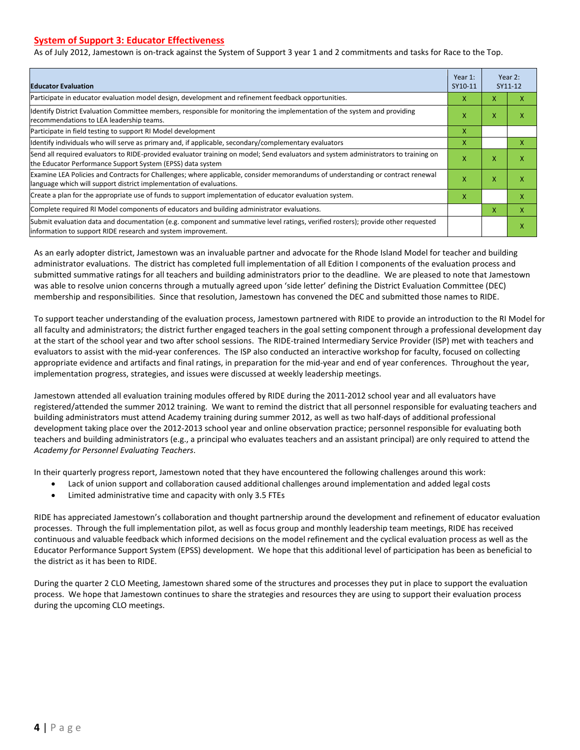## System of Support 3: Educator Effectiveness

As of July 2012, Jamestown is on-track against the System of Support 3 year 1 and 2 commitments and tasks for Race to the Top.

| Educator Evaluation | Year 1: SY10-11 | Year 2: SY11-12 | |
|---|---|---|---|
| Participate in educator evaluation model design, development and refinement feedback opportunities. | X | X | X |
| Identify District Evaluation Committee members, responsible for monitoring the implementation of the system and providing recommendations to LEA leadership teams. | X | X | X |
| Participate in field testing to support RI Model development | X | | |
| Identify individuals who will serve as primary and, if applicable, secondary/complementary evaluators | X | | X |
| Send all required evaluators to RIDE-provided evaluator training on model; Send evaluators and system administrators to training on the Educator Performance Support System (EPSS) data system | X | X | X |
| Examine LEA Policies and Contracts for Challenges; where applicable, consider memorandums of understanding or contract renewal language which will support district implementation of evaluations. | X | X | X |
| Create a plan for the appropriate use of funds to support implementation of educator evaluation system. | X | | X |
| Complete required RI Model components of educators and building administrator evaluations. | | X | X |
| Submit evaluation data and documentation (e.g. component and summative level ratings, verified rosters); provide other requested information to support RIDE research and system improvement. | | | X |

As an early adopter district, Jamestown was an invaluable partner and advocate for the Rhode Island Model for teacher and building administrator evaluations. The district has completed full implementation of all Edition I components of the evaluation process and submitted summative ratings for all teachers and building administrators prior to the deadline. We are pleased to note that Jamestown was able to resolve union concerns through a mutually agreed upon 'side letter' defining the District Evaluation Committee (DEC) membership and responsibilities. Since that resolution, Jamestown has convened the DEC and submitted those names to RIDE.

To support teacher understanding of the evaluation process, Jamestown partnered with RIDE to provide an introduction to the RI Model for all faculty and administrators; the district further engaged teachers in the goal setting component through a professional development day at the start of the school year and two after school sessions. The RIDE-trained Intermediary Service Provider (ISP) met with teachers and evaluators to assist with the mid-year conferences. The ISP also conducted an interactive workshop for faculty, focused on collecting appropriate evidence and artifacts and final ratings, in preparation for the mid-year and end of year conferences. Throughout the year, implementation progress, strategies, and issues were discussed at weekly leadership meetings.

Jamestown attended all evaluation training modules offered by RIDE during the 2011-2012 school year and all evaluators have registered/attended the summer 2012 training. We want to remind the district that all personnel responsible for evaluating teachers and building administrators must attend Academy training during summer 2012, as well as two half-days of additional professional development taking place over the 2012-2013 school year and online observation practice; personnel responsible for evaluating both teachers and building administrators (e.g., a principal who evaluates teachers and an assistant principal) are only required to attend the *Academy for Personnel Evaluating Teachers*.

In their quarterly progress report, Jamestown noted that they have encountered the following challenges around this work:

- Lack of union support and collaboration caused additional challenges around implementation and added legal costs
- Limited administrative time and capacity with only 3.5 FTEs

RIDE has appreciated Jamestown's collaboration and thought partnership around the development and refinement of educator evaluation processes. Through the full implementation pilot, as well as focus group and monthly leadership team meetings, RIDE has received continuous and valuable feedback which informed decisions on the model refinement and the cyclical evaluation process as well as the Educator Performance Support System (EPSS) development. We hope that this additional level of participation has been as beneficial to the district as it has been to RIDE.

During the quarter 2 CLO Meeting, Jamestown shared some of the structures and processes they put in place to support the evaluation process. We hope that Jamestown continues to share the strategies and resources they are using to support their evaluation process during the upcoming CLO meetings.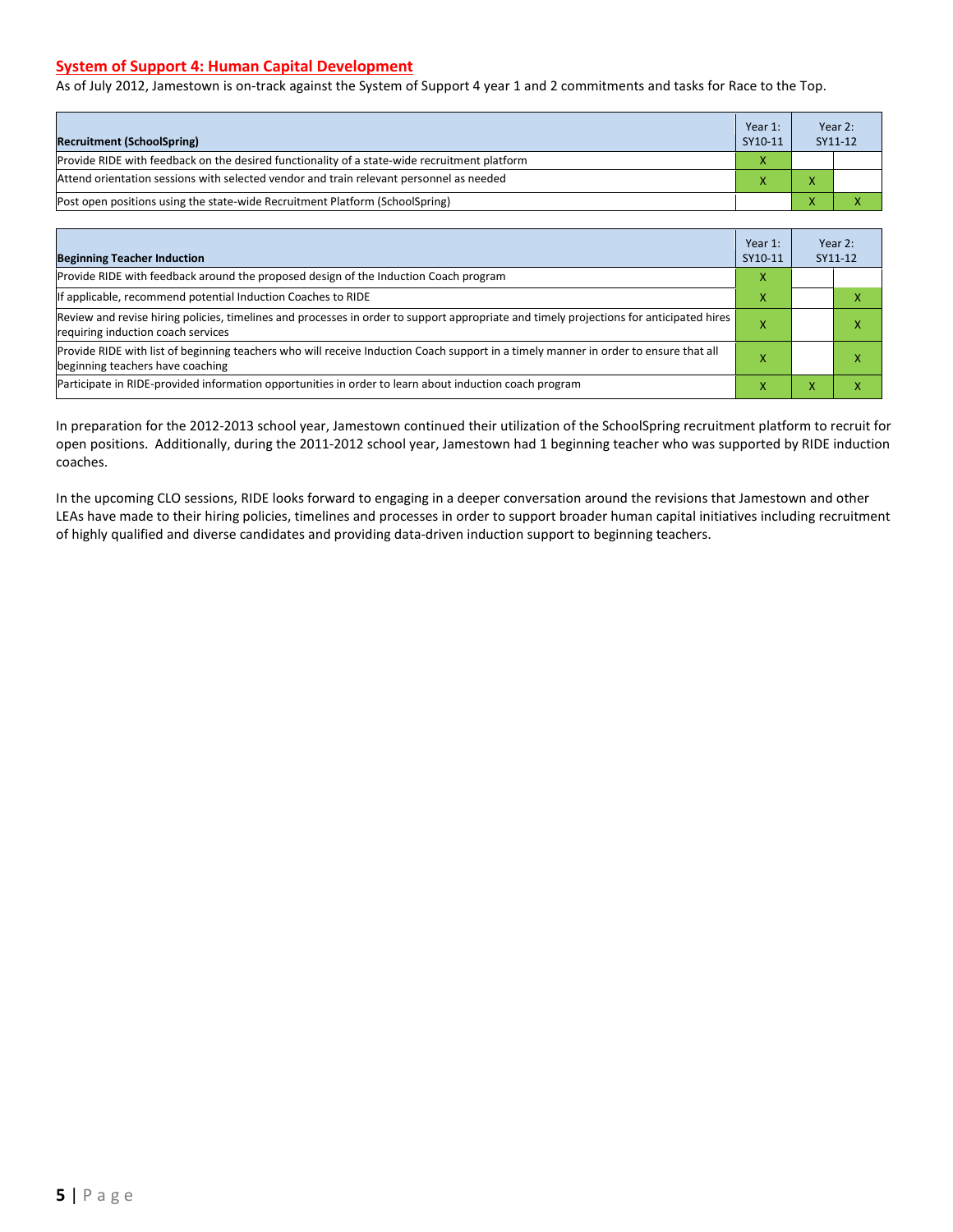## System of Support 4: Human Capital Development

As of July 2012, Jamestown is on-track against the System of Support 4 year 1 and 2 commitments and tasks for Race to the Top.

| Recruitment (SchoolSpring) | Year 1: SY10-11 | Year 2: SY11-12 | |
|---|---|---|---|
| Provide RIDE with feedback on the desired functionality of a state-wide recruitment platform | X | | |
| Attend orientation sessions with selected vendor and train relevant personnel as needed | X | X | |
| Post open positions using the state-wide Recruitment Platform (SchoolSpring) | | X | X |

| Beginning Teacher Induction | Year 1: SY10-11 | Year 2: SY11-12 | |
|---|---|---|---|
| Provide RIDE with feedback around the proposed design of the Induction Coach program | X | | |
| If applicable, recommend potential Induction Coaches to RIDE | X | | X |
| Review and revise hiring policies, timelines and processes in order to support appropriate and timely projections for anticipated hires requiring induction coach services | X | | X |
| Provide RIDE with list of beginning teachers who will receive Induction Coach support in a timely manner in order to ensure that all beginning teachers have coaching | X | | X |
| Participate in RIDE-provided information opportunities in order to learn about induction coach program | X | X | X |

In preparation for the 2012-2013 school year, Jamestown continued their utilization of the SchoolSpring recruitment platform to recruit for open positions. Additionally, during the 2011-2012 school year, Jamestown had 1 beginning teacher who was supported by RIDE induction coaches.

In the upcoming CLO sessions, RIDE looks forward to engaging in a deeper conversation around the revisions that Jamestown and other LEAs have made to their hiring policies, timelines and processes in order to support broader human capital initiatives including recruitment of highly qualified and diverse candidates and providing data-driven induction support to beginning teachers.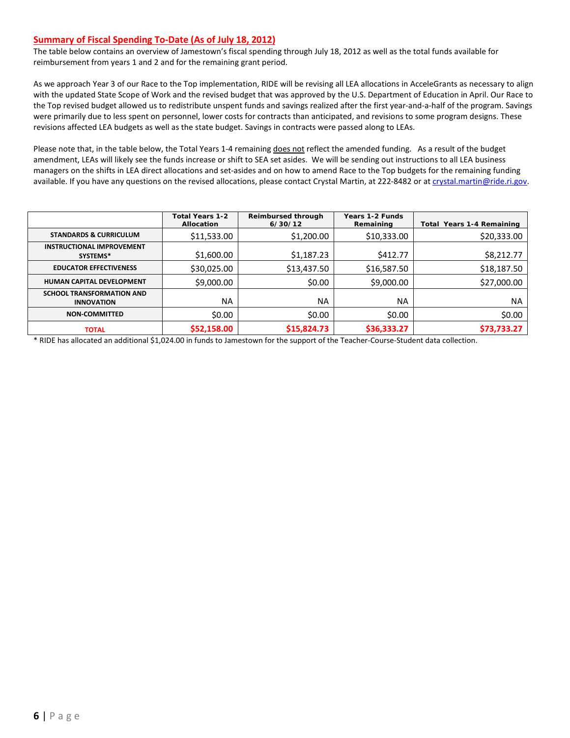## Summary of Fiscal Spending To-Date (As of July 18, 2012)

The table below contains an overview of Jamestown's fiscal spending through July 18, 2012 as well as the total funds available for reimbursement from years 1 and 2 and for the remaining grant period.

As we approach Year 3 of our Race to the Top implementation, RIDE will be revising all LEA allocations in AcceleGrants as necessary to align with the updated State Scope of Work and the revised budget that was approved by the U.S. Department of Education in April. Our Race to the Top revised budget allowed us to redistribute unspent funds and savings realized after the first year-and-a-half of the program. Savings were primarily due to less spent on personnel, lower costs for contracts than anticipated, and revisions to some program designs. These revisions affected LEA budgets as well as the state budget. Savings in contracts were passed along to LEAs.

Please note that, in the table below, the Total Years 1-4 remaining does not reflect the amended funding. As a result of the budget amendment, LEAs will likely see the funds increase or shift to SEA set asides. We will be sending out instructions to all LEA business managers on the shifts in LEA direct allocations and set-asides and on how to amend Race to the Top budgets for the remaining funding available. If you have any questions on the revised allocations, please contact Crystal Martin, at 222-8482 or at crystal.martin@ride.ri.gov.

| | Total Years 1-2 Allocation | Reimbursed through 6/30/12 | Years 1-2 Funds Remaining | Total Years 1-4 Remaining |
|---|---|---|---|---|
| STANDARDS & CURRICULUM | $11,533.00 | $1,200.00 | $10,333.00 | $20,333.00 |
| INSTRUCTIONAL IMPROVEMENT SYSTEMS* | $1,600.00 | $1,187.23 | $412.77 | $8,212.77 |
| EDUCATOR EFFECTIVENESS | $30,025.00 | $13,437.50 | $16,587.50 | $18,187.50 |
| HUMAN CAPITAL DEVELOPMENT | $9,000.00 | $0.00 | $9,000.00 | $27,000.00 |
| SCHOOL TRANSFORMATION AND INNOVATION | NA | NA | NA | NA |
| NON-COMMITTED | $0.00 | $0.00 | $0.00 | $0.00 |
| **TOTAL** | **$52,158.00** | **$15,824.73** | **$36,333.27** | **$73,733.27** |

* RIDE has allocated an additional $1,024.00 in funds to Jamestown for the support of the Teacher-Course-Student data collection.